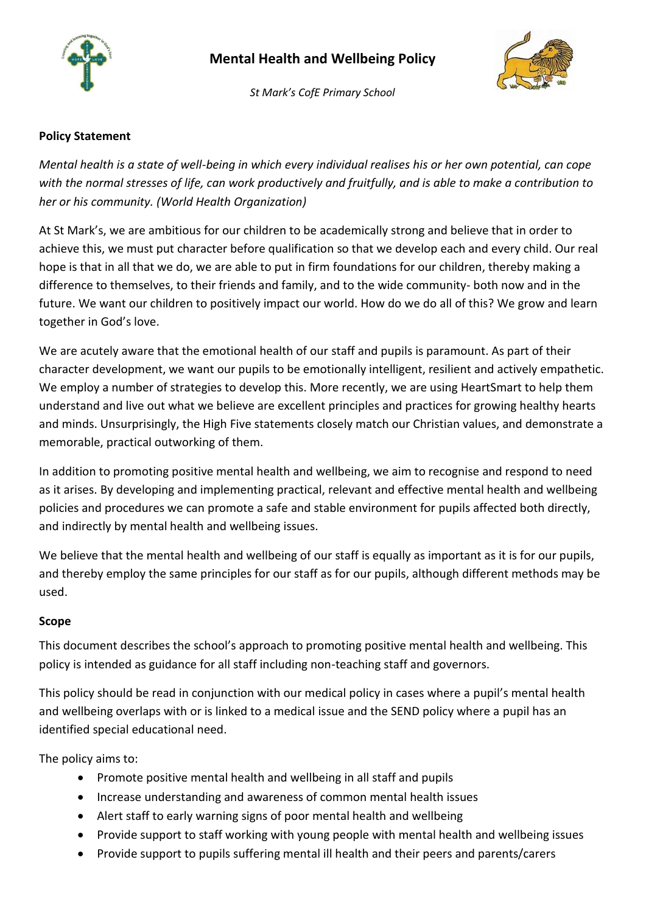# Mental Health and Wellbeing Policy

*St Mark's CofE Primary School*

**Policy Statement**

*Mental health is a state of well-being in which every individual realises his or her own potential, can cope with the normal stresses of life, can work productively and fruitfully, and is able to make a contribution to her or his community. (World Health Organization)*

At St Mark's, we are ambitious for our children to be academically strong and believe that in order to achieve this, we must put character before qualification so that we develop each and every child. Our real hope is that in all that we do, we are able to put in firm foundations for our children, thereby making a difference to themselves, to their friends and family, and to the wide community- both now and in the future. We want our children to positively impact our world. How do we do all of this? We grow and learn together in God's love.

We are acutely aware that the emotional health of our staff and pupils is paramount. As part of their character development, we want our pupils to be emotionally intelligent, resilient and actively empathetic. We employ a number of strategies to develop this. More recently, we are using HeartSmart to help them understand and live out what we believe are excellent principles and practices for growing healthy hearts and minds. Unsurprisingly, the High Five statements closely match our Christian values, and demonstrate a memorable, practical outworking of them.

In addition to promoting positive mental health and wellbeing, we aim to recognise and respond to need as it arises. By developing and implementing practical, relevant and effective mental health and wellbeing policies and procedures we can promote a safe and stable environment for pupils affected both directly, and indirectly by mental health and wellbeing issues.

We believe that the mental health and wellbeing of our staff is equally as important as it is for our pupils, and thereby employ the same principles for our staff as for our pupils, although different methods may be used.

**Scope**

This document describes the school's approach to promoting positive mental health and wellbeing. This policy is intended as guidance for all staff including non-teaching staff and governors.

This policy should be read in conjunction with our medical policy in cases where a pupil's mental health and wellbeing overlaps with or is linked to a medical issue and the SEND policy where a pupil has an identified special educational need.

The policy aims to:

- Promote positive mental health and wellbeing in all staff and pupils
- Increase understanding and awareness of common mental health issues
- Alert staff to early warning signs of poor mental health and wellbeing
- Provide support to staff working with young people with mental health and wellbeing issues
- Provide support to pupils suffering mental ill health and their peers and parents/carers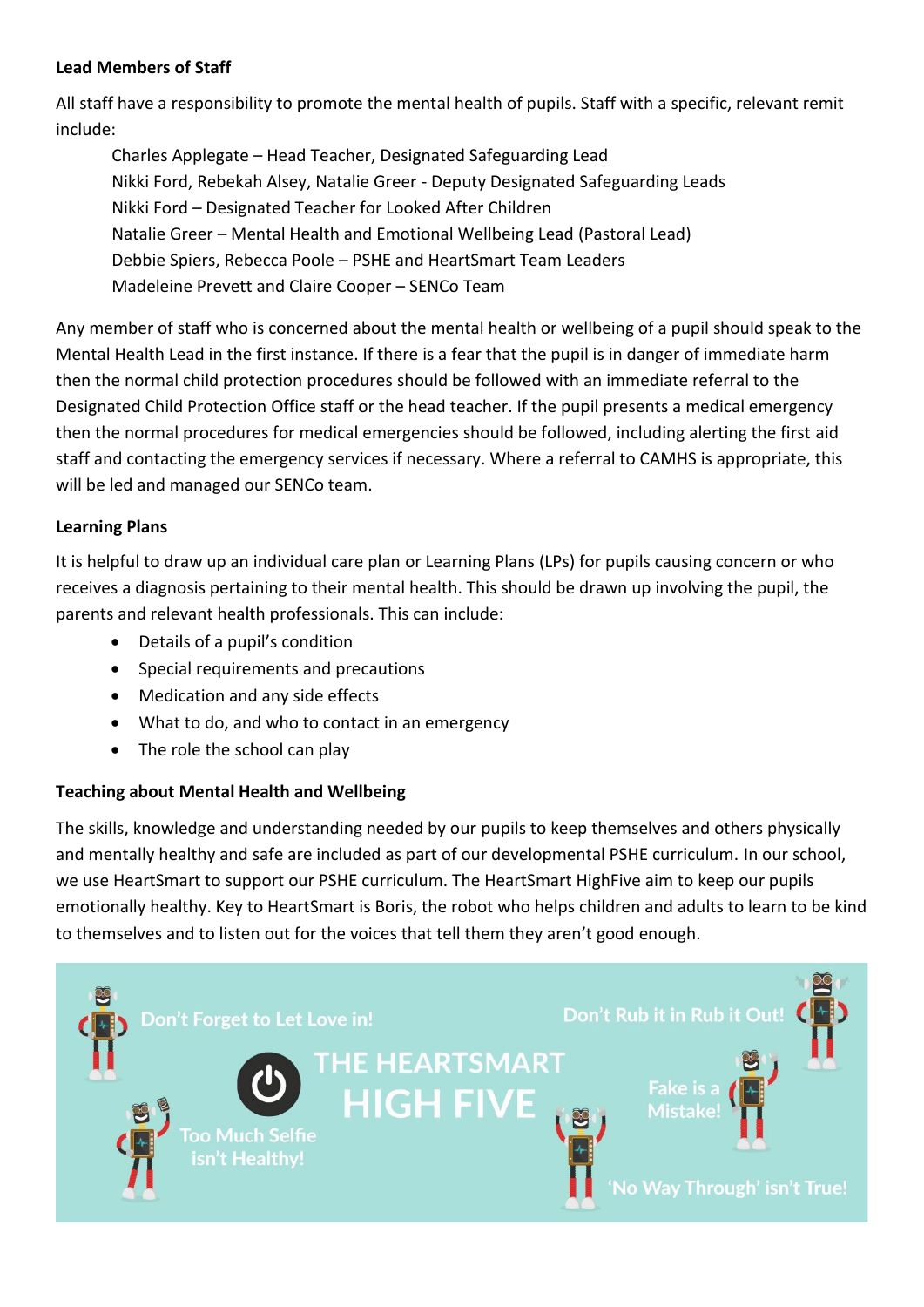**Lead Members of Staff**

All staff have a responsibility to promote the mental health of pupils. Staff with a specific, relevant remit include:

Charles Applegate – Head Teacher, Designated Safeguarding Lead
Nikki Ford, Rebekah Alsey, Natalie Greer - Deputy Designated Safeguarding Leads
Nikki Ford – Designated Teacher for Looked After Children
Natalie Greer – Mental Health and Emotional Wellbeing Lead (Pastoral Lead)
Debbie Spiers, Rebecca Poole – PSHE and HeartSmart Team Leaders
Madeleine Prevett and Claire Cooper – SENCo Team

Any member of staff who is concerned about the mental health or wellbeing of a pupil should speak to the Mental Health Lead in the first instance. If there is a fear that the pupil is in danger of immediate harm then the normal child protection procedures should be followed with an immediate referral to the Designated Child Protection Office staff or the head teacher. If the pupil presents a medical emergency then the normal procedures for medical emergencies should be followed, including alerting the first aid staff and contacting the emergency services if necessary. Where a referral to CAMHS is appropriate, this will be led and managed our SENCo team.

**Learning Plans**

It is helpful to draw up an individual care plan or Learning Plans (LPs) for pupils causing concern or who receives a diagnosis pertaining to their mental health. This should be drawn up involving the pupil, the parents and relevant health professionals. This can include:

- Details of a pupil's condition
- Special requirements and precautions
- Medication and any side effects
- What to do, and who to contact in an emergency
- The role the school can play

**Teaching about Mental Health and Wellbeing**

The skills, knowledge and understanding needed by our pupils to keep themselves and others physically and mentally healthy and safe are included as part of our developmental PSHE curriculum. In our school, we use HeartSmart to support our PSHE curriculum. The HeartSmart HighFive aim to keep our pupils emotionally healthy. Key to HeartSmart is Boris, the robot who helps children and adults to learn to be kind to themselves and to listen out for the voices that tell them they aren't good enough.

THE HEARTSMART HIGH FIVE

- Don't Forget to Let Love in!
- Too Much Selfie isn't Healthy!
- Don't Rub it in Rub it Out!
- Fake is a Mistake!
- 'No Way Through' isn't True!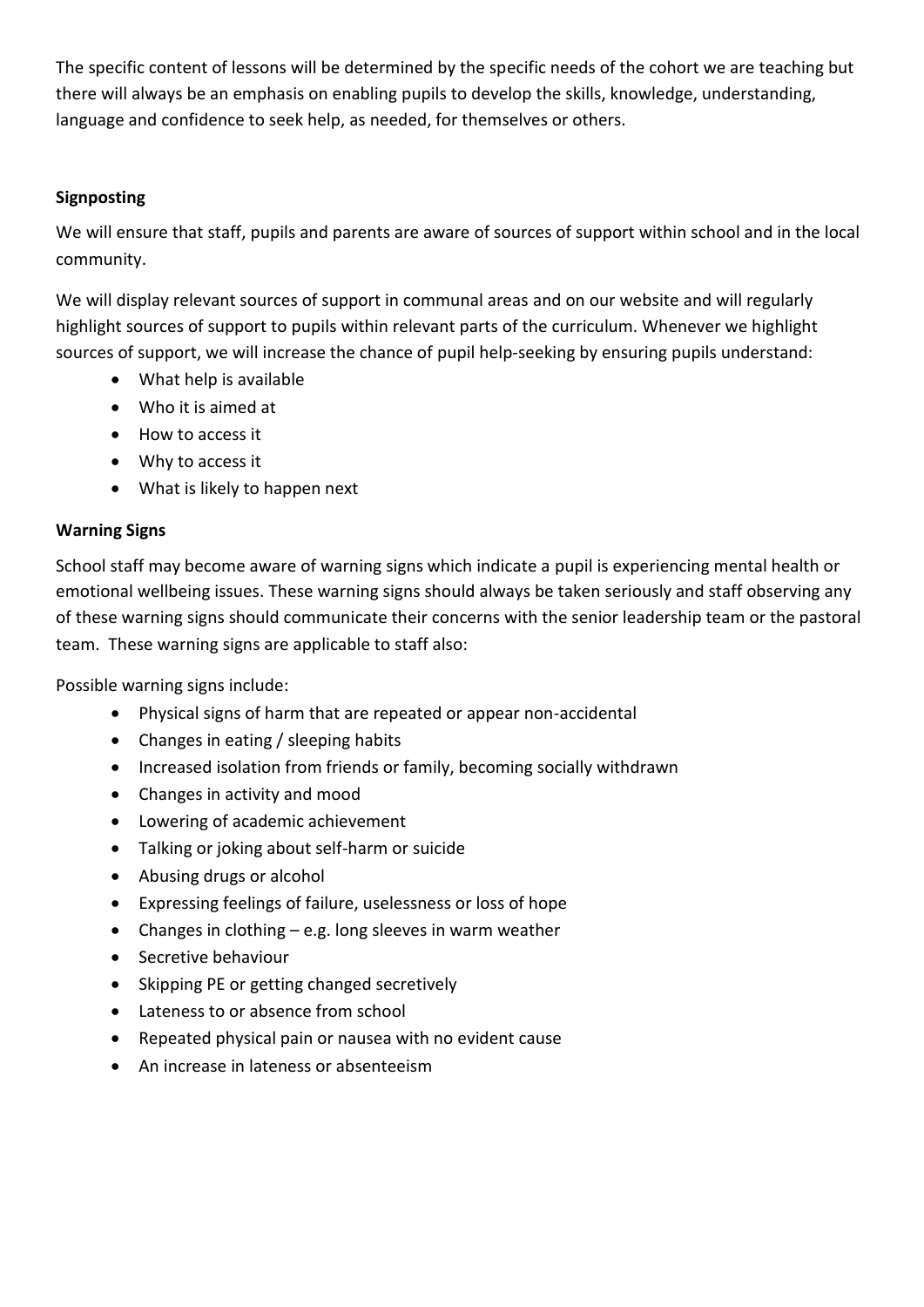The specific content of lessons will be determined by the specific needs of the cohort we are teaching but there will always be an emphasis on enabling pupils to develop the skills, knowledge, understanding, language and confidence to seek help, as needed, for themselves or others.

**Signposting**

We will ensure that staff, pupils and parents are aware of sources of support within school and in the local community.

We will display relevant sources of support in communal areas and on our website and will regularly highlight sources of support to pupils within relevant parts of the curriculum. Whenever we highlight sources of support, we will increase the chance of pupil help-seeking by ensuring pupils understand:

- What help is available
- Who it is aimed at
- How to access it
- Why to access it
- What is likely to happen next

**Warning Signs**

School staff may become aware of warning signs which indicate a pupil is experiencing mental health or emotional wellbeing issues. These warning signs should always be taken seriously and staff observing any of these warning signs should communicate their concerns with the senior leadership team or the pastoral team. These warning signs are applicable to staff also:

Possible warning signs include:

- Physical signs of harm that are repeated or appear non-accidental
- Changes in eating / sleeping habits
- Increased isolation from friends or family, becoming socially withdrawn
- Changes in activity and mood
- Lowering of academic achievement
- Talking or joking about self-harm or suicide
- Abusing drugs or alcohol
- Expressing feelings of failure, uselessness or loss of hope
- Changes in clothing – e.g. long sleeves in warm weather
- Secretive behaviour
- Skipping PE or getting changed secretively
- Lateness to or absence from school
- Repeated physical pain or nausea with no evident cause
- An increase in lateness or absenteeism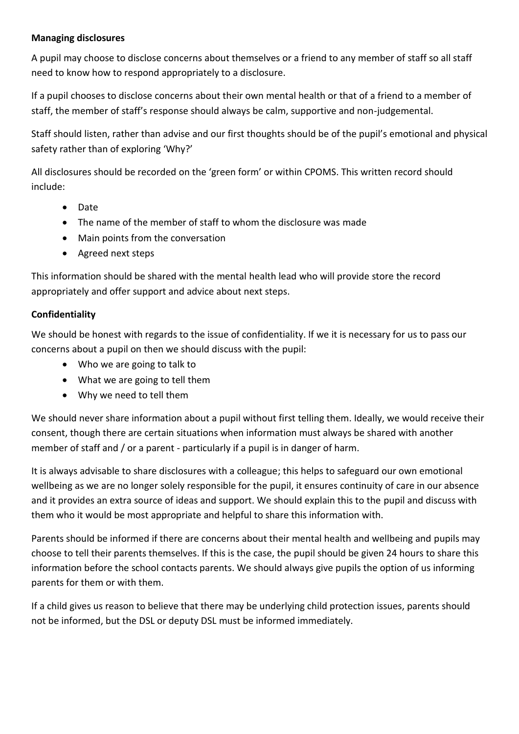**Managing disclosures**

A pupil may choose to disclose concerns about themselves or a friend to any member of staff so all staff need to know how to respond appropriately to a disclosure.

If a pupil chooses to disclose concerns about their own mental health or that of a friend to a member of staff, the member of staff's response should always be calm, supportive and non-judgemental.

Staff should listen, rather than advise and our first thoughts should be of the pupil's emotional and physical safety rather than of exploring 'Why?'

All disclosures should be recorded on the 'green form' or within CPOMS. This written record should include:

- Date
- The name of the member of staff to whom the disclosure was made
- Main points from the conversation
- Agreed next steps

This information should be shared with the mental health lead who will provide store the record appropriately and offer support and advice about next steps.

**Confidentiality**

We should be honest with regards to the issue of confidentiality. If we it is necessary for us to pass our concerns about a pupil on then we should discuss with the pupil:

- Who we are going to talk to
- What we are going to tell them
- Why we need to tell them

We should never share information about a pupil without first telling them. Ideally, we would receive their consent, though there are certain situations when information must always be shared with another member of staff and / or a parent - particularly if a pupil is in danger of harm.

It is always advisable to share disclosures with a colleague; this helps to safeguard our own emotional wellbeing as we are no longer solely responsible for the pupil, it ensures continuity of care in our absence and it provides an extra source of ideas and support. We should explain this to the pupil and discuss with them who it would be most appropriate and helpful to share this information with.

Parents should be informed if there are concerns about their mental health and wellbeing and pupils may choose to tell their parents themselves. If this is the case, the pupil should be given 24 hours to share this information before the school contacts parents. We should always give pupils the option of us informing parents for them or with them.

If a child gives us reason to believe that there may be underlying child protection issues, parents should not be informed, but the DSL or deputy DSL must be informed immediately.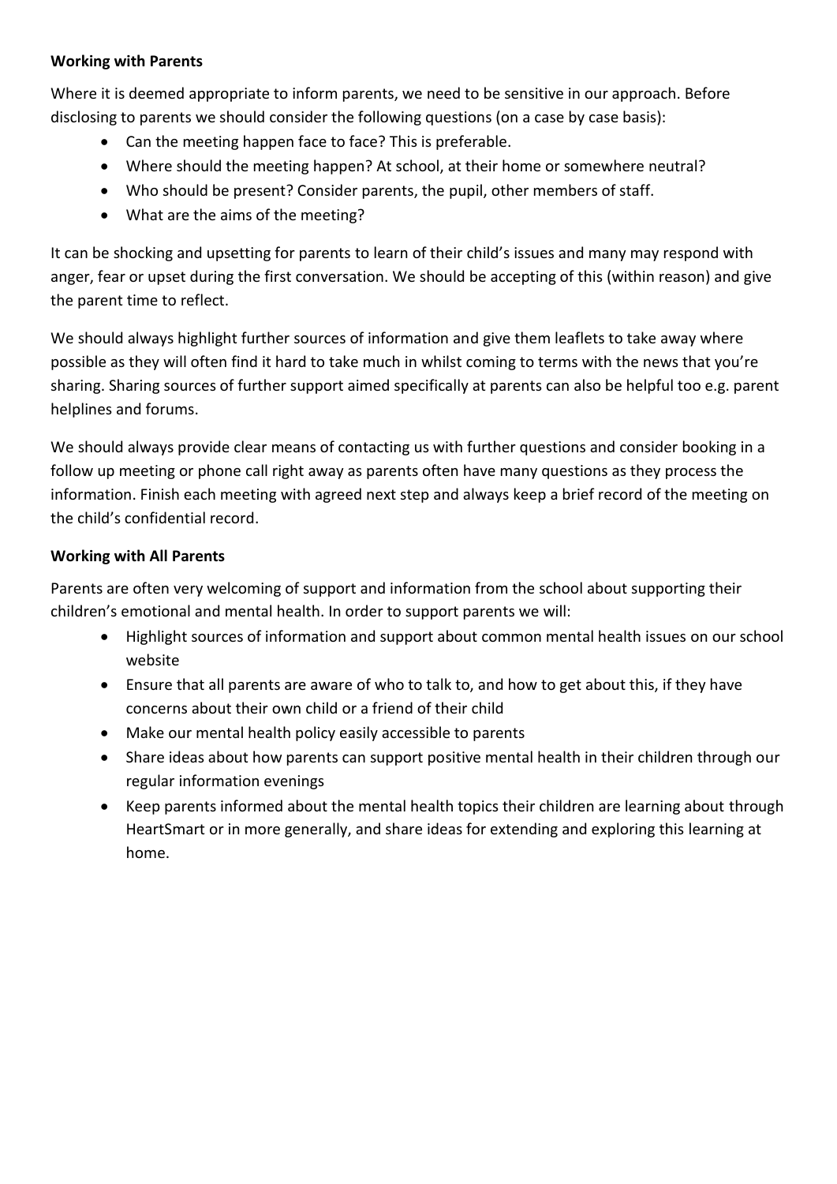**Working with Parents**

Where it is deemed appropriate to inform parents, we need to be sensitive in our approach. Before disclosing to parents we should consider the following questions (on a case by case basis):

- Can the meeting happen face to face? This is preferable.
- Where should the meeting happen? At school, at their home or somewhere neutral?
- Who should be present? Consider parents, the pupil, other members of staff.
- What are the aims of the meeting?

It can be shocking and upsetting for parents to learn of their child's issues and many may respond with anger, fear or upset during the first conversation. We should be accepting of this (within reason) and give the parent time to reflect.

We should always highlight further sources of information and give them leaflets to take away where possible as they will often find it hard to take much in whilst coming to terms with the news that you're sharing. Sharing sources of further support aimed specifically at parents can also be helpful too e.g. parent helplines and forums.

We should always provide clear means of contacting us with further questions and consider booking in a follow up meeting or phone call right away as parents often have many questions as they process the information. Finish each meeting with agreed next step and always keep a brief record of the meeting on the child's confidential record.

**Working with All Parents**

Parents are often very welcoming of support and information from the school about supporting their children's emotional and mental health. In order to support parents we will:

- Highlight sources of information and support about common mental health issues on our school website
- Ensure that all parents are aware of who to talk to, and how to get about this, if they have concerns about their own child or a friend of their child
- Make our mental health policy easily accessible to parents
- Share ideas about how parents can support positive mental health in their children through our regular information evenings
- Keep parents informed about the mental health topics their children are learning about through HeartSmart or in more generally, and share ideas for extending and exploring this learning at home.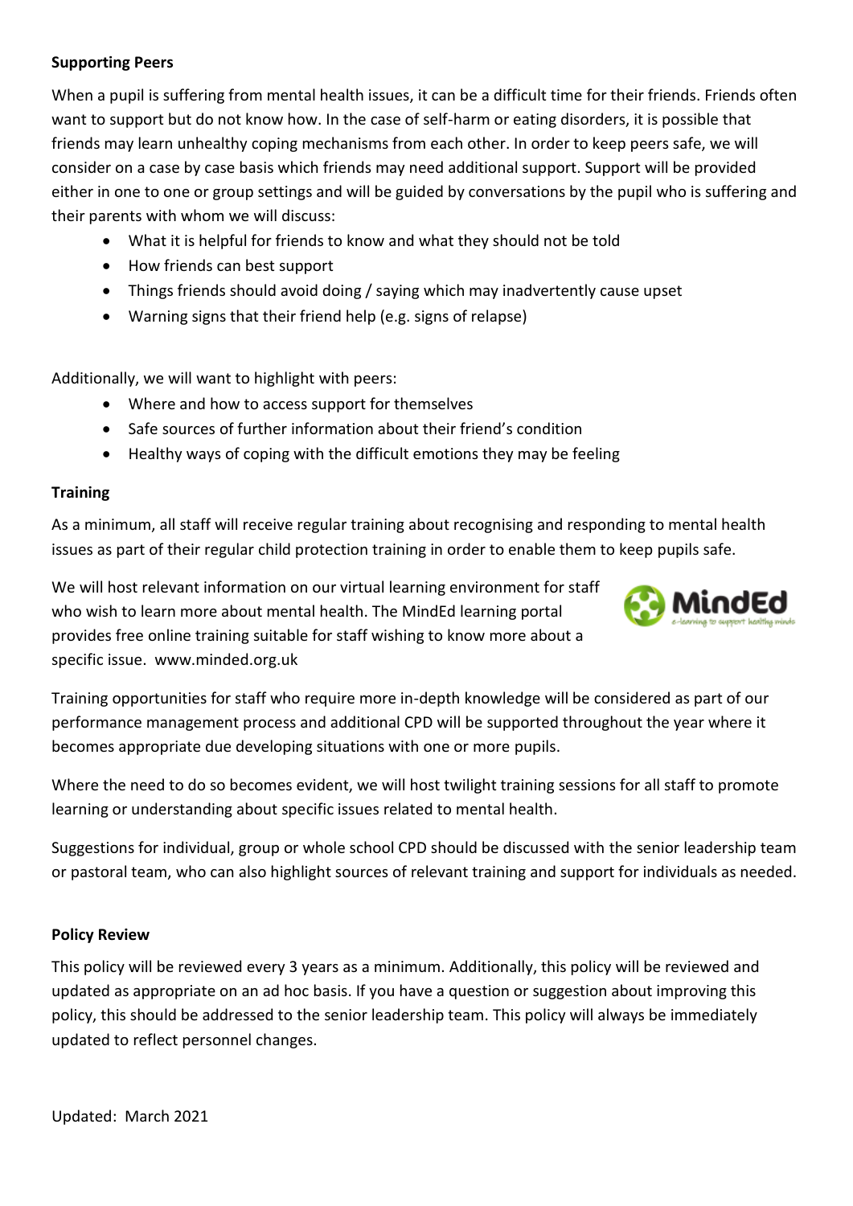**Supporting Peers**

When a pupil is suffering from mental health issues, it can be a difficult time for their friends. Friends often want to support but do not know how. In the case of self-harm or eating disorders, it is possible that friends may learn unhealthy coping mechanisms from each other. In order to keep peers safe, we will consider on a case by case basis which friends may need additional support. Support will be provided either in one to one or group settings and will be guided by conversations by the pupil who is suffering and their parents with whom we will discuss:

- What it is helpful for friends to know and what they should not be told
- How friends can best support
- Things friends should avoid doing / saying which may inadvertently cause upset
- Warning signs that their friend help (e.g. signs of relapse)

Additionally, we will want to highlight with peers:

- Where and how to access support for themselves
- Safe sources of further information about their friend's condition
- Healthy ways of coping with the difficult emotions they may be feeling

**Training**

As a minimum, all staff will receive regular training about recognising and responding to mental health issues as part of their regular child protection training in order to enable them to keep pupils safe.

We will host relevant information on our virtual learning environment for staff who wish to learn more about mental health. The MindEd learning portal provides free online training suitable for staff wishing to know more about a specific issue. www.minded.org.uk

Training opportunities for staff who require more in-depth knowledge will be considered as part of our performance management process and additional CPD will be supported throughout the year where it becomes appropriate due developing situations with one or more pupils.

Where the need to do so becomes evident, we will host twilight training sessions for all staff to promote learning or understanding about specific issues related to mental health.

Suggestions for individual, group or whole school CPD should be discussed with the senior leadership team or pastoral team, who can also highlight sources of relevant training and support for individuals as needed.

**Policy Review**

This policy will be reviewed every 3 years as a minimum. Additionally, this policy will be reviewed and updated as appropriate on an ad hoc basis. If you have a question or suggestion about improving this policy, this should be addressed to the senior leadership team. This policy will always be immediately updated to reflect personnel changes.

Updated: March 2021